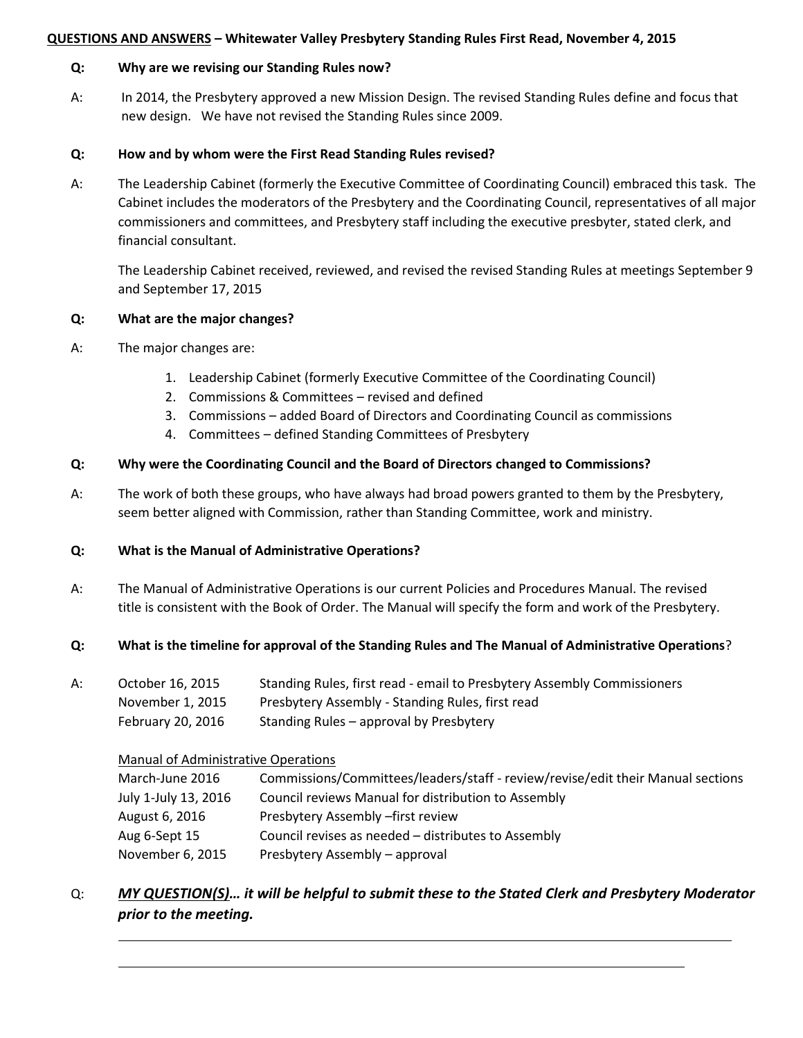**<u>QUESTIONS AND ANSWERS</u> – Whitewater Valley Presbytery Standing Rules First Read, November 4, 2015**

**Q: Why are we revising our Standing Rules now?**

A: In 2014, the Presbytery approved a new Mission Design. The revised Standing Rules define and focus that new design. We have not revised the Standing Rules since 2009.

**Q: How and by whom were the First Read Standing Rules revised?**

A: The Leadership Cabinet (formerly the Executive Committee of Coordinating Council) embraced this task. The Cabinet includes the moderators of the Presbytery and the Coordinating Council, representatives of all major commissioners and committees, and Presbytery staff including the executive presbyter, stated clerk, and financial consultant.

The Leadership Cabinet received, reviewed, and revised the revised Standing Rules at meetings September 9 and September 17, 2015

**Q: What are the major changes?**

A: The major changes are:

1. Leadership Cabinet (formerly Executive Committee of the Coordinating Council)
2. Commissions & Committees – revised and defined
3. Commissions – added Board of Directors and Coordinating Council as commissions
4. Committees – defined Standing Committees of Presbytery

**Q: Why were the Coordinating Council and the Board of Directors changed to Commissions?**

A: The work of both these groups, who have always had broad powers granted to them by the Presbytery, seem better aligned with Commission, rather than Standing Committee, work and ministry.

**Q: What is the Manual of Administrative Operations?**

A: The Manual of Administrative Operations is our current Policies and Procedures Manual. The revised title is consistent with the Book of Order. The Manual will specify the form and work of the Presbytery.

**Q: What is the timeline for approval of the Standing Rules and The Manual of Administrative Operations?**

A:

| | |
|---|---|
| October 16, 2015 | Standing Rules, first read - email to Presbytery Assembly Commissioners |
| November 1, 2015 | Presbytery Assembly - Standing Rules, first read |
| February 20, 2016 | Standing Rules – approval by Presbytery |

<u>Manual of Administrative Operations</u>

| | |
|---|---|
| March-June 2016 | Commissions/Committees/leaders/staff - review/revise/edit their Manual sections |
| July 1-July 13, 2016 | Council reviews Manual for distribution to Assembly |
| August 6, 2016 | Presbytery Assembly –first review |
| Aug 6-Sept 15 | Council revises as needed – distributes to Assembly |
| November 6, 2015 | Presbytery Assembly – approval |

Q: ***<u>MY QUESTION(S)</u>… it will be helpful to submit these to the Stated Clerk and Presbytery Moderator prior to the meeting.***

\_\_\_\_\_\_\_\_\_\_\_\_\_\_\_\_\_\_\_\_\_\_\_\_\_\_\_\_\_\_\_\_\_\_\_\_\_\_\_\_\_\_\_\_\_\_\_\_\_\_\_\_\_\_\_\_\_\_\_\_

\_\_\_\_\_\_\_\_\_\_\_\_\_\_\_\_\_\_\_\_\_\_\_\_\_\_\_\_\_\_\_\_\_\_\_\_\_\_\_\_\_\_\_\_\_\_\_\_\_\_\_\_\_\_\_\_\_\_\_\_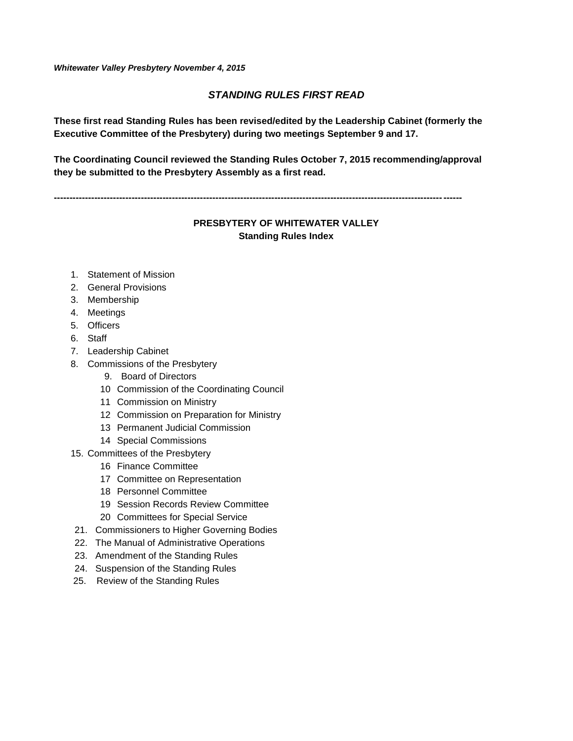***Whitewater Valley Presbytery November 4, 2015***

## *STANDING RULES FIRST READ*

**These first read Standing Rules has been revised/edited by the Leadership Cabinet (formerly the Executive Committee of the Presbytery) during two meetings September 9 and 17.**

**The Coordinating Council reviewed the Standing Rules October 7, 2015 recommending/approval they be submitted to the Presbytery Assembly as a first read.**

---

## PRESBYTERY OF WHITEWATER VALLEY
### Standing Rules Index

1. Statement of Mission
2. General Provisions
3. Membership
4. Meetings
5. Officers
6. Staff
7. Leadership Cabinet
8. Commissions of the Presbytery
    - 9. Board of Directors
    - 10 Commission of the Coordinating Council
    - 11 Commission on Ministry
    - 12 Commission on Preparation for Ministry
    - 13 Permanent Judicial Commission
    - 14 Special Commissions
15. Committees of the Presbytery
    - 16 Finance Committee
    - 17 Committee on Representation
    - 18 Personnel Committee
    - 19 Session Records Review Committee
    - 20 Committees for Special Service
21. Commissioners to Higher Governing Bodies
22. The Manual of Administrative Operations
23. Amendment of the Standing Rules
24. Suspension of the Standing Rules
25. Review of the Standing Rules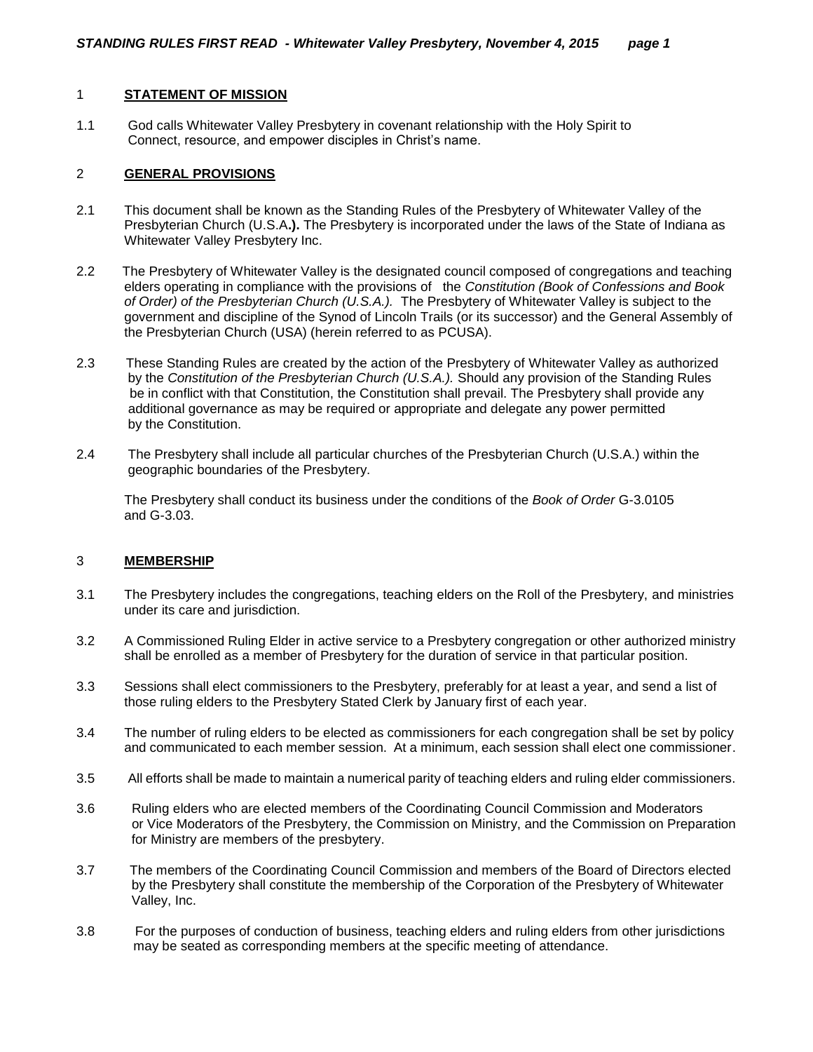## 1 **STATEMENT OF MISSION**

1.1 God calls Whitewater Valley Presbytery in covenant relationship with the Holy Spirit to Connect, resource, and empower disciples in Christ's name.

## 2 **GENERAL PROVISIONS**

2.1 This document shall be known as the Standing Rules of the Presbytery of Whitewater Valley of the Presbyterian Church (U.S.A**.).** The Presbytery is incorporated under the laws of the State of Indiana as Whitewater Valley Presbytery Inc.

2.2 The Presbytery of Whitewater Valley is the designated council composed of congregations and teaching elders operating in compliance with the provisions of the *Constitution (Book of Confessions and Book of Order) of the Presbyterian Church (U.S.A.).* The Presbytery of Whitewater Valley is subject to the government and discipline of the Synod of Lincoln Trails (or its successor) and the General Assembly of the Presbyterian Church (USA) (herein referred to as PCUSA).

2.3 These Standing Rules are created by the action of the Presbytery of Whitewater Valley as authorized by the *Constitution of the Presbyterian Church (U.S.A.).* Should any provision of the Standing Rules be in conflict with that Constitution, the Constitution shall prevail. The Presbytery shall provide any additional governance as may be required or appropriate and delegate any power permitted by the Constitution.

2.4 The Presbytery shall include all particular churches of the Presbyterian Church (U.S.A.) within the geographic boundaries of the Presbytery.

The Presbytery shall conduct its business under the conditions of the *Book of Order* G-3.0105 and G-3.03.

## 3 **MEMBERSHIP**

3.1 The Presbytery includes the congregations, teaching elders on the Roll of the Presbytery, and ministries under its care and jurisdiction.

3.2 A Commissioned Ruling Elder in active service to a Presbytery congregation or other authorized ministry shall be enrolled as a member of Presbytery for the duration of service in that particular position.

3.3 Sessions shall elect commissioners to the Presbytery, preferably for at least a year, and send a list of those ruling elders to the Presbytery Stated Clerk by January first of each year.

3.4 The number of ruling elders to be elected as commissioners for each congregation shall be set by policy and communicated to each member session. At a minimum, each session shall elect one commissioner.

3.5 All efforts shall be made to maintain a numerical parity of teaching elders and ruling elder commissioners.

3.6 Ruling elders who are elected members of the Coordinating Council Commission and Moderators or Vice Moderators of the Presbytery, the Commission on Ministry, and the Commission on Preparation for Ministry are members of the presbytery.

3.7 The members of the Coordinating Council Commission and members of the Board of Directors elected by the Presbytery shall constitute the membership of the Corporation of the Presbytery of Whitewater Valley, Inc.

3.8 For the purposes of conduction of business, teaching elders and ruling elders from other jurisdictions may be seated as corresponding members at the specific meeting of attendance.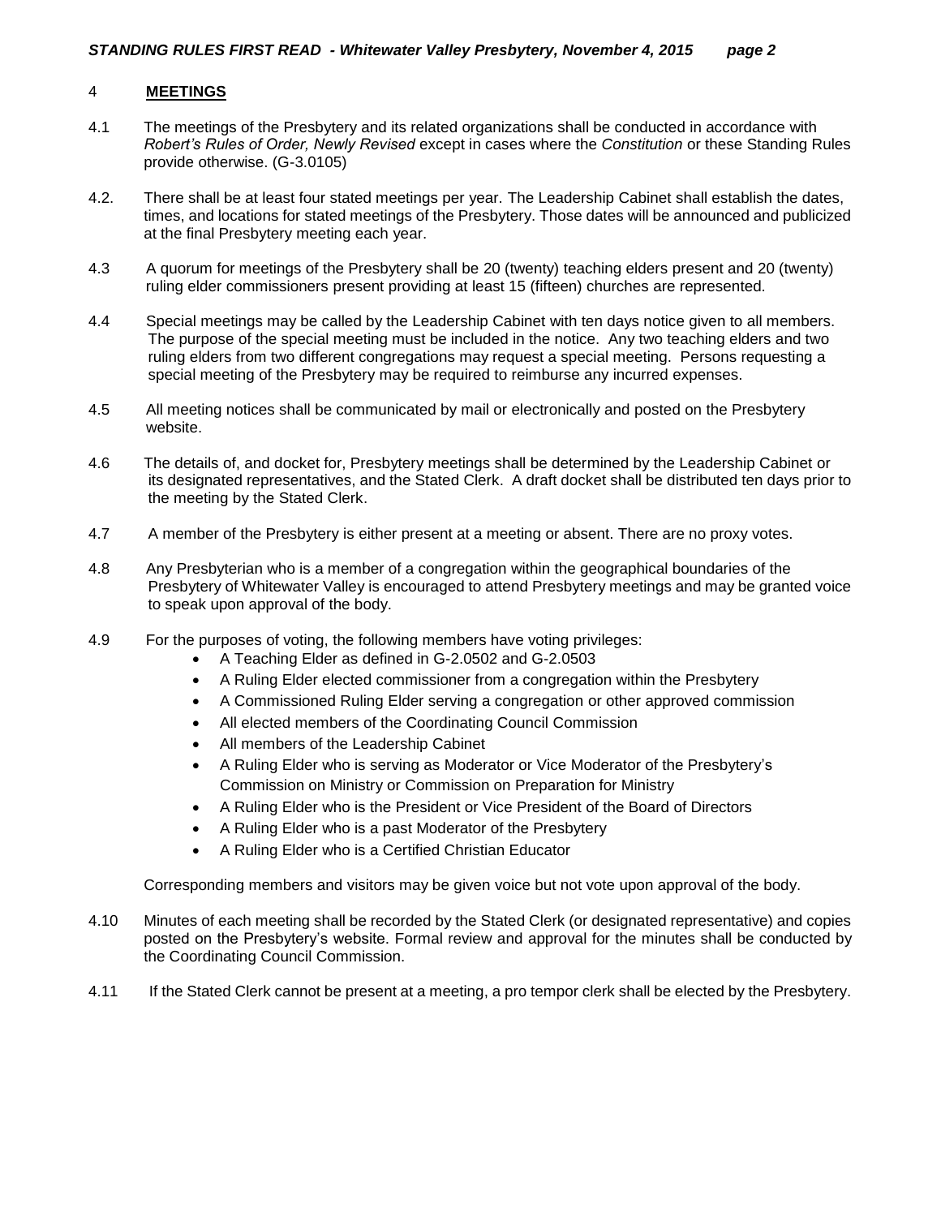## 4 MEETINGS

4.1 The meetings of the Presbytery and its related organizations shall be conducted in accordance with *Robert's Rules of Order, Newly Revised* except in cases where the *Constitution* or these Standing Rules provide otherwise. (G-3.0105)

4.2. There shall be at least four stated meetings per year. The Leadership Cabinet shall establish the dates, times, and locations for stated meetings of the Presbytery. Those dates will be announced and publicized at the final Presbytery meeting each year.

4.3 A quorum for meetings of the Presbytery shall be 20 (twenty) teaching elders present and 20 (twenty) ruling elder commissioners present providing at least 15 (fifteen) churches are represented.

4.4 Special meetings may be called by the Leadership Cabinet with ten days notice given to all members. The purpose of the special meeting must be included in the notice. Any two teaching elders and two ruling elders from two different congregations may request a special meeting. Persons requesting a special meeting of the Presbytery may be required to reimburse any incurred expenses.

4.5 All meeting notices shall be communicated by mail or electronically and posted on the Presbytery website.

4.6 The details of, and docket for, Presbytery meetings shall be determined by the Leadership Cabinet or its designated representatives, and the Stated Clerk. A draft docket shall be distributed ten days prior to the meeting by the Stated Clerk.

4.7 A member of the Presbytery is either present at a meeting or absent. There are no proxy votes.

4.8 Any Presbyterian who is a member of a congregation within the geographical boundaries of the Presbytery of Whitewater Valley is encouraged to attend Presbytery meetings and may be granted voice to speak upon approval of the body.

4.9 For the purposes of voting, the following members have voting privileges:

- A Teaching Elder as defined in G-2.0502 and G-2.0503
- A Ruling Elder elected commissioner from a congregation within the Presbytery
- A Commissioned Ruling Elder serving a congregation or other approved commission
- All elected members of the Coordinating Council Commission
- All members of the Leadership Cabinet
- A Ruling Elder who is serving as Moderator or Vice Moderator of the Presbytery's Commission on Ministry or Commission on Preparation for Ministry
- A Ruling Elder who is the President or Vice President of the Board of Directors
- A Ruling Elder who is a past Moderator of the Presbytery
- A Ruling Elder who is a Certified Christian Educator

Corresponding members and visitors may be given voice but not vote upon approval of the body.

4.10 Minutes of each meeting shall be recorded by the Stated Clerk (or designated representative) and copies posted on the Presbytery's website. Formal review and approval for the minutes shall be conducted by the Coordinating Council Commission.

4.11 If the Stated Clerk cannot be present at a meeting, a pro tempor clerk shall be elected by the Presbytery.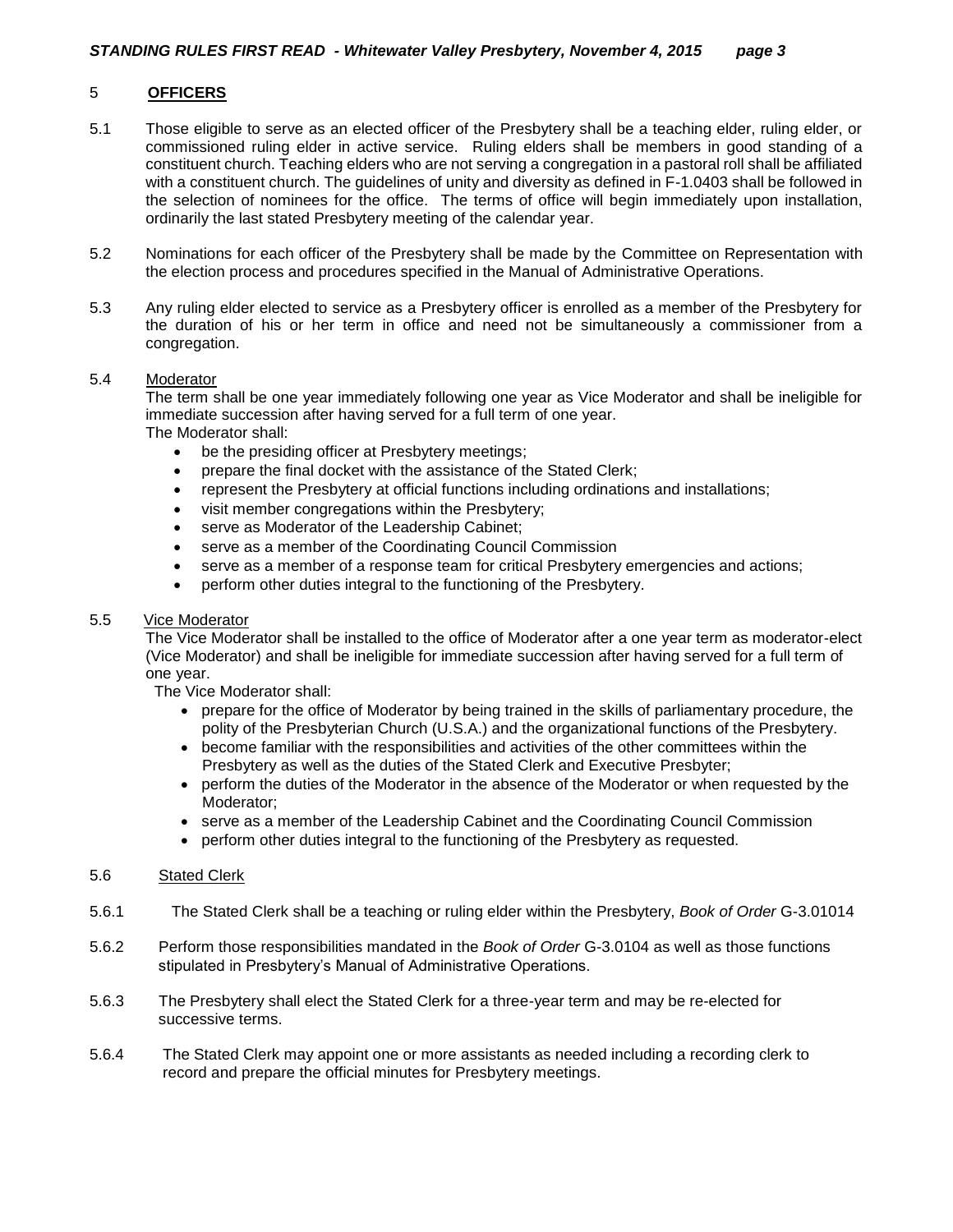## 5 **OFFICERS**

5.1 Those eligible to serve as an elected officer of the Presbytery shall be a teaching elder, ruling elder, or commissioned ruling elder in active service. Ruling elders shall be members in good standing of a constituent church. Teaching elders who are not serving a congregation in a pastoral roll shall be affiliated with a constituent church. The guidelines of unity and diversity as defined in F-1.0403 shall be followed in the selection of nominees for the office. The terms of office will begin immediately upon installation, ordinarily the last stated Presbytery meeting of the calendar year.

5.2 Nominations for each officer of the Presbytery shall be made by the Committee on Representation with the election process and procedures specified in the Manual of Administrative Operations.

5.3 Any ruling elder elected to service as a Presbytery officer is enrolled as a member of the Presbytery for the duration of his or her term in office and need not be simultaneously a commissioner from a congregation.

5.4 Moderator

The term shall be one year immediately following one year as Vice Moderator and shall be ineligible for immediate succession after having served for a full term of one year.

The Moderator shall:

- be the presiding officer at Presbytery meetings;
- prepare the final docket with the assistance of the Stated Clerk;
- represent the Presbytery at official functions including ordinations and installations;
- visit member congregations within the Presbytery;
- serve as Moderator of the Leadership Cabinet;
- serve as a member of the Coordinating Council Commission
- serve as a member of a response team for critical Presbytery emergencies and actions;
- perform other duties integral to the functioning of the Presbytery.

5.5 Vice Moderator

The Vice Moderator shall be installed to the office of Moderator after a one year term as moderator-elect (Vice Moderator) and shall be ineligible for immediate succession after having served for a full term of one year.

The Vice Moderator shall:

- prepare for the office of Moderator by being trained in the skills of parliamentary procedure, the polity of the Presbyterian Church (U.S.A.) and the organizational functions of the Presbytery.
- become familiar with the responsibilities and activities of the other committees within the Presbytery as well as the duties of the Stated Clerk and Executive Presbyter;
- perform the duties of the Moderator in the absence of the Moderator or when requested by the Moderator;
- serve as a member of the Leadership Cabinet and the Coordinating Council Commission
- perform other duties integral to the functioning of the Presbytery as requested.

5.6 Stated Clerk

5.6.1 The Stated Clerk shall be a teaching or ruling elder within the Presbytery, *Book of Order* G-3.01014

5.6.2 Perform those responsibilities mandated in the *Book of Order* G-3.0104 as well as those functions stipulated in Presbytery's Manual of Administrative Operations.

5.6.3 The Presbytery shall elect the Stated Clerk for a three-year term and may be re-elected for successive terms.

5.6.4 The Stated Clerk may appoint one or more assistants as needed including a recording clerk to record and prepare the official minutes for Presbytery meetings.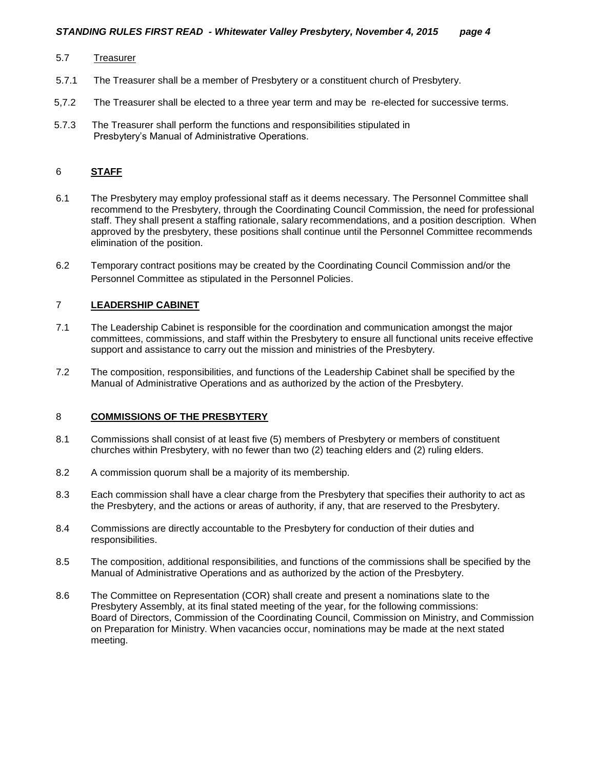5.7 Treasurer

5.7.1 The Treasurer shall be a member of Presbytery or a constituent church of Presbytery.

5,7.2 The Treasurer shall be elected to a three year term and may be re-elected for successive terms.

5.7.3 The Treasurer shall perform the functions and responsibilities stipulated in Presbytery's Manual of Administrative Operations.

## 6 **STAFF**

6.1 The Presbytery may employ professional staff as it deems necessary. The Personnel Committee shall recommend to the Presbytery, through the Coordinating Council Commission, the need for professional staff. They shall present a staffing rationale, salary recommendations, and a position description. When approved by the presbytery, these positions shall continue until the Personnel Committee recommends elimination of the position.

6.2 Temporary contract positions may be created by the Coordinating Council Commission and/or the Personnel Committee as stipulated in the Personnel Policies.

## 7 **LEADERSHIP CABINET**

7.1 The Leadership Cabinet is responsible for the coordination and communication amongst the major committees, commissions, and staff within the Presbytery to ensure all functional units receive effective support and assistance to carry out the mission and ministries of the Presbytery.

7.2 The composition, responsibilities, and functions of the Leadership Cabinet shall be specified by the Manual of Administrative Operations and as authorized by the action of the Presbytery.

## 8 **COMMISSIONS OF THE PRESBYTERY**

8.1 Commissions shall consist of at least five (5) members of Presbytery or members of constituent churches within Presbytery, with no fewer than two (2) teaching elders and (2) ruling elders.

8.2 A commission quorum shall be a majority of its membership.

8.3 Each commission shall have a clear charge from the Presbytery that specifies their authority to act as the Presbytery, and the actions or areas of authority, if any, that are reserved to the Presbytery.

8.4 Commissions are directly accountable to the Presbytery for conduction of their duties and responsibilities.

8.5 The composition, additional responsibilities, and functions of the commissions shall be specified by the Manual of Administrative Operations and as authorized by the action of the Presbytery.

8.6 The Committee on Representation (COR) shall create and present a nominations slate to the Presbytery Assembly, at its final stated meeting of the year, for the following commissions: Board of Directors, Commission of the Coordinating Council, Commission on Ministry, and Commission on Preparation for Ministry. When vacancies occur, nominations may be made at the next stated meeting.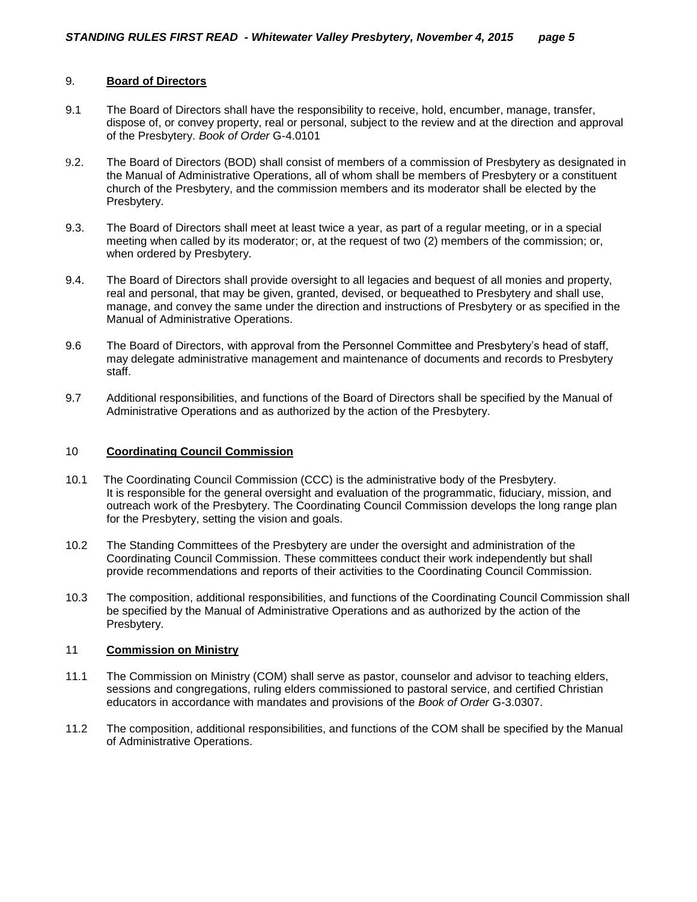## 9. **Board of Directors**

9.1 The Board of Directors shall have the responsibility to receive, hold, encumber, manage, transfer, dispose of, or convey property, real or personal, subject to the review and at the direction and approval of the Presbytery. *Book of Order* G-4.0101

9.2. The Board of Directors (BOD) shall consist of members of a commission of Presbytery as designated in the Manual of Administrative Operations, all of whom shall be members of Presbytery or a constituent church of the Presbytery, and the commission members and its moderator shall be elected by the Presbytery.

9.3. The Board of Directors shall meet at least twice a year, as part of a regular meeting, or in a special meeting when called by its moderator; or, at the request of two (2) members of the commission; or, when ordered by Presbytery.

9.4. The Board of Directors shall provide oversight to all legacies and bequest of all monies and property, real and personal, that may be given, granted, devised, or bequeathed to Presbytery and shall use, manage, and convey the same under the direction and instructions of Presbytery or as specified in the Manual of Administrative Operations.

9.6 The Board of Directors, with approval from the Personnel Committee and Presbytery's head of staff, may delegate administrative management and maintenance of documents and records to Presbytery staff.

9.7 Additional responsibilities, and functions of the Board of Directors shall be specified by the Manual of Administrative Operations and as authorized by the action of the Presbytery.

## 10 **Coordinating Council Commission**

10.1 The Coordinating Council Commission (CCC) is the administrative body of the Presbytery. It is responsible for the general oversight and evaluation of the programmatic, fiduciary, mission, and outreach work of the Presbytery. The Coordinating Council Commission develops the long range plan for the Presbytery, setting the vision and goals.

10.2 The Standing Committees of the Presbytery are under the oversight and administration of the Coordinating Council Commission. These committees conduct their work independently but shall provide recommendations and reports of their activities to the Coordinating Council Commission.

10.3 The composition, additional responsibilities, and functions of the Coordinating Council Commission shall be specified by the Manual of Administrative Operations and as authorized by the action of the Presbytery.

## 11 **Commission on Ministry**

11.1 The Commission on Ministry (COM) shall serve as pastor, counselor and advisor to teaching elders, sessions and congregations, ruling elders commissioned to pastoral service, and certified Christian educators in accordance with mandates and provisions of the *Book of Order* G-3.0307.

11.2 The composition, additional responsibilities, and functions of the COM shall be specified by the Manual of Administrative Operations.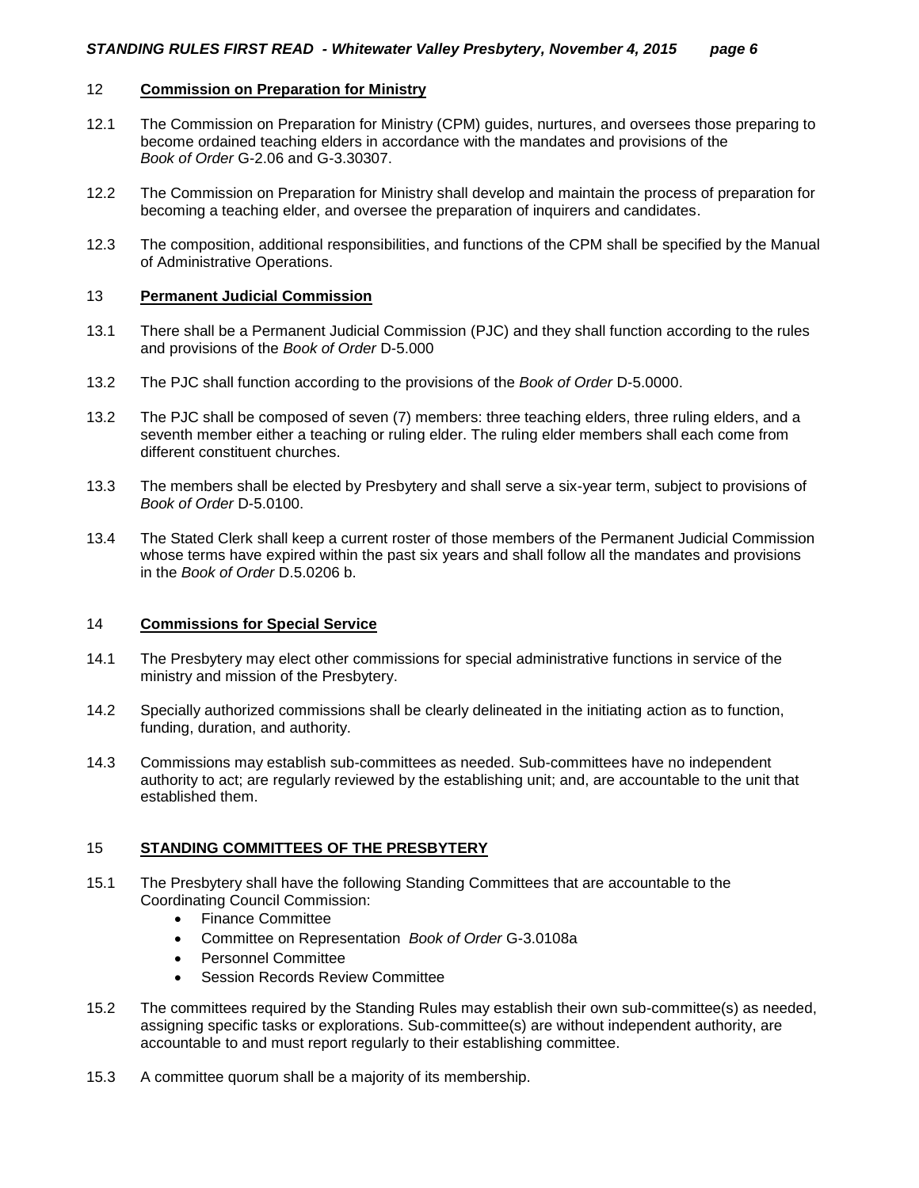## 12 **Commission on Preparation for Ministry**

12.1 The Commission on Preparation for Ministry (CPM) guides, nurtures, and oversees those preparing to become ordained teaching elders in accordance with the mandates and provisions of the *Book of Order* G-2.06 and G-3.30307.

12.2 The Commission on Preparation for Ministry shall develop and maintain the process of preparation for becoming a teaching elder, and oversee the preparation of inquirers and candidates.

12.3 The composition, additional responsibilities, and functions of the CPM shall be specified by the Manual of Administrative Operations.

## 13 **Permanent Judicial Commission**

13.1 There shall be a Permanent Judicial Commission (PJC) and they shall function according to the rules and provisions of the *Book of Order* D-5.000

13.2 The PJC shall function according to the provisions of the *Book of Order* D-5.0000.

13.2 The PJC shall be composed of seven (7) members: three teaching elders, three ruling elders, and a seventh member either a teaching or ruling elder. The ruling elder members shall each come from different constituent churches.

13.3 The members shall be elected by Presbytery and shall serve a six-year term, subject to provisions of *Book of Order* D-5.0100.

13.4 The Stated Clerk shall keep a current roster of those members of the Permanent Judicial Commission whose terms have expired within the past six years and shall follow all the mandates and provisions in the *Book of Order* D.5.0206 b.

## 14 **Commissions for Special Service**

14.1 The Presbytery may elect other commissions for special administrative functions in service of the ministry and mission of the Presbytery.

14.2 Specially authorized commissions shall be clearly delineated in the initiating action as to function, funding, duration, and authority.

14.3 Commissions may establish sub-committees as needed. Sub-committees have no independent authority to act; are regularly reviewed by the establishing unit; and, are accountable to the unit that established them.

## 15 **STANDING COMMITTEES OF THE PRESBYTERY**

15.1 The Presbytery shall have the following Standing Committees that are accountable to the Coordinating Council Commission:

- Finance Committee
- Committee on Representation *Book of Order* G-3.0108a
- Personnel Committee
- Session Records Review Committee

15.2 The committees required by the Standing Rules may establish their own sub-committee(s) as needed, assigning specific tasks or explorations. Sub-committee(s) are without independent authority, are accountable to and must report regularly to their establishing committee.

15.3 A committee quorum shall be a majority of its membership.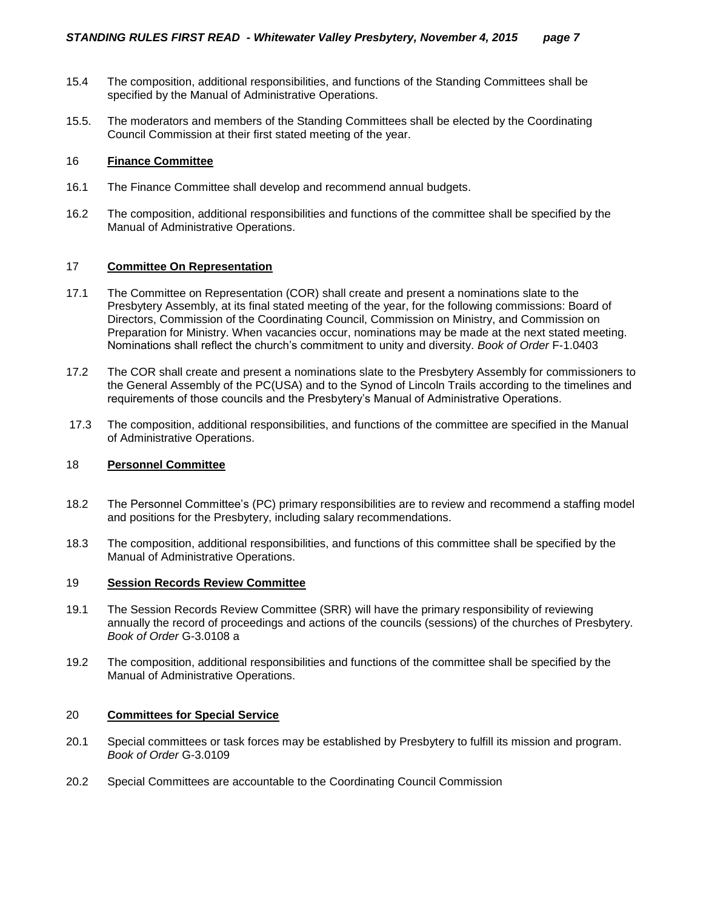15.4 The composition, additional responsibilities, and functions of the Standing Committees shall be specified by the Manual of Administrative Operations.

15.5. The moderators and members of the Standing Committees shall be elected by the Coordinating Council Commission at their first stated meeting of the year.

## 16 **Finance Committee**

16.1 The Finance Committee shall develop and recommend annual budgets.

16.2 The composition, additional responsibilities and functions of the committee shall be specified by the Manual of Administrative Operations.

## 17 **Committee On Representation**

17.1 The Committee on Representation (COR) shall create and present a nominations slate to the Presbytery Assembly, at its final stated meeting of the year, for the following commissions: Board of Directors, Commission of the Coordinating Council, Commission on Ministry, and Commission on Preparation for Ministry. When vacancies occur, nominations may be made at the next stated meeting. Nominations shall reflect the church's commitment to unity and diversity. *Book of Order* F-1.0403

17.2 The COR shall create and present a nominations slate to the Presbytery Assembly for commissioners to the General Assembly of the PC(USA) and to the Synod of Lincoln Trails according to the timelines and requirements of those councils and the Presbytery's Manual of Administrative Operations.

17.3 The composition, additional responsibilities, and functions of the committee are specified in the Manual of Administrative Operations.

## 18 **Personnel Committee**

18.2 The Personnel Committee's (PC) primary responsibilities are to review and recommend a staffing model and positions for the Presbytery, including salary recommendations.

18.3 The composition, additional responsibilities, and functions of this committee shall be specified by the Manual of Administrative Operations.

## 19 **Session Records Review Committee**

19.1 The Session Records Review Committee (SRR) will have the primary responsibility of reviewing annually the record of proceedings and actions of the councils (sessions) of the churches of Presbytery. *Book of Order* G-3.0108 a

19.2 The composition, additional responsibilities and functions of the committee shall be specified by the Manual of Administrative Operations.

## 20 **Committees for Special Service**

20.1 Special committees or task forces may be established by Presbytery to fulfill its mission and program. *Book of Order* G-3.0109

20.2 Special Committees are accountable to the Coordinating Council Commission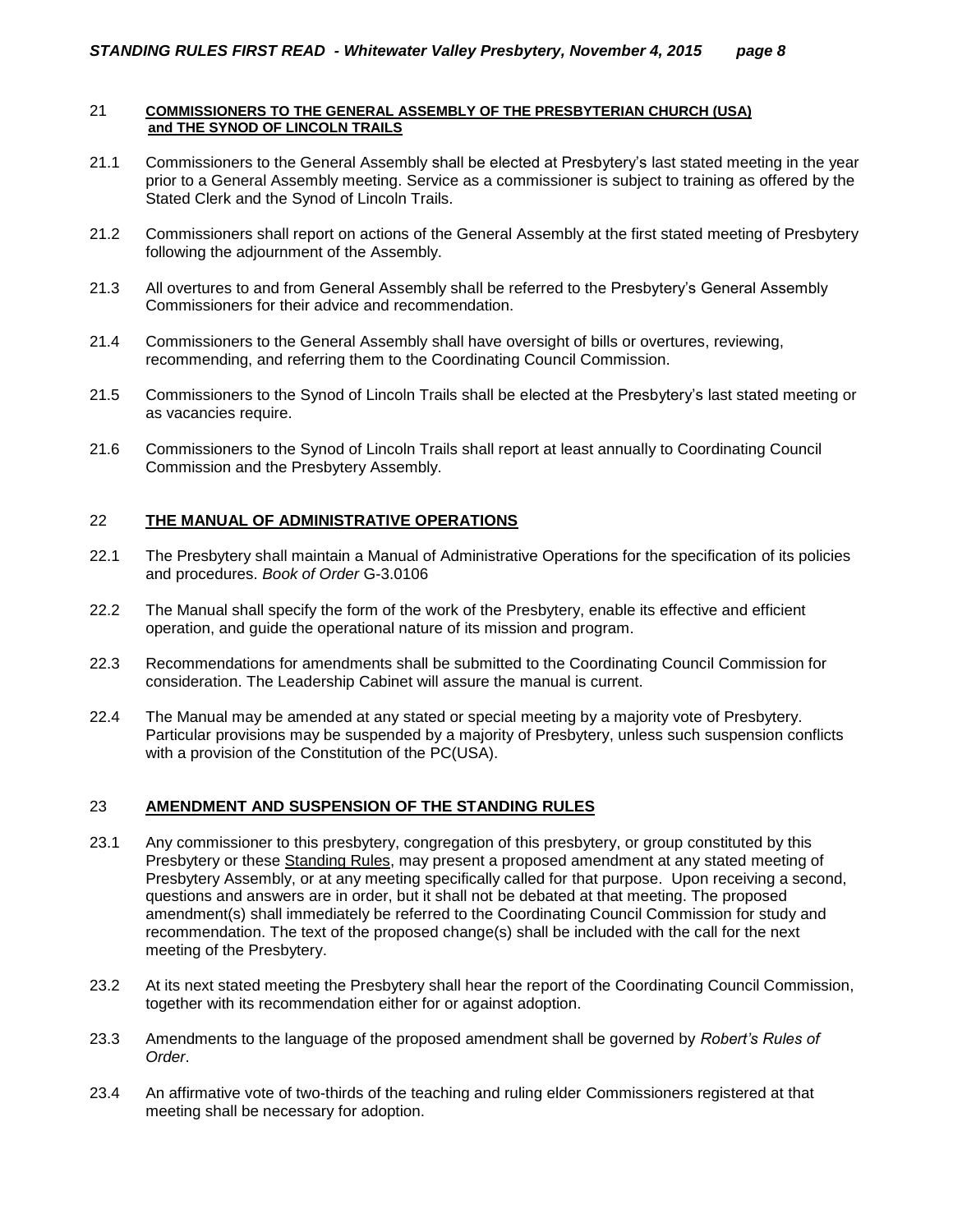## 21 COMMISSIONERS TO THE GENERAL ASSEMBLY OF THE PRESBYTERIAN CHURCH (USA) and THE SYNOD OF LINCOLN TRAILS

21.1 Commissioners to the General Assembly shall be elected at Presbytery's last stated meeting in the year prior to a General Assembly meeting. Service as a commissioner is subject to training as offered by the Stated Clerk and the Synod of Lincoln Trails.

21.2 Commissioners shall report on actions of the General Assembly at the first stated meeting of Presbytery following the adjournment of the Assembly.

21.3 All overtures to and from General Assembly shall be referred to the Presbytery's General Assembly Commissioners for their advice and recommendation.

21.4 Commissioners to the General Assembly shall have oversight of bills or overtures, reviewing, recommending, and referring them to the Coordinating Council Commission.

21.5 Commissioners to the Synod of Lincoln Trails shall be elected at the Presbytery's last stated meeting or as vacancies require.

21.6 Commissioners to the Synod of Lincoln Trails shall report at least annually to Coordinating Council Commission and the Presbytery Assembly.

## 22 THE MANUAL OF ADMINISTRATIVE OPERATIONS

22.1 The Presbytery shall maintain a Manual of Administrative Operations for the specification of its policies and procedures. *Book of Order* G-3.0106

22.2 The Manual shall specify the form of the work of the Presbytery, enable its effective and efficient operation, and guide the operational nature of its mission and program.

22.3 Recommendations for amendments shall be submitted to the Coordinating Council Commission for consideration. The Leadership Cabinet will assure the manual is current.

22.4 The Manual may be amended at any stated or special meeting by a majority vote of Presbytery. Particular provisions may be suspended by a majority of Presbytery, unless such suspension conflicts with a provision of the Constitution of the PC(USA).

## 23 AMENDMENT AND SUSPENSION OF THE STANDING RULES

23.1 Any commissioner to this presbytery, congregation of this presbytery, or group constituted by this Presbytery or these Standing Rules, may present a proposed amendment at any stated meeting of Presbytery Assembly, or at any meeting specifically called for that purpose. Upon receiving a second, questions and answers are in order, but it shall not be debated at that meeting. The proposed amendment(s) shall immediately be referred to the Coordinating Council Commission for study and recommendation. The text of the proposed change(s) shall be included with the call for the next meeting of the Presbytery.

23.2 At its next stated meeting the Presbytery shall hear the report of the Coordinating Council Commission, together with its recommendation either for or against adoption.

23.3 Amendments to the language of the proposed amendment shall be governed by *Robert's Rules of Order*.

23.4 An affirmative vote of two-thirds of the teaching and ruling elder Commissioners registered at that meeting shall be necessary for adoption.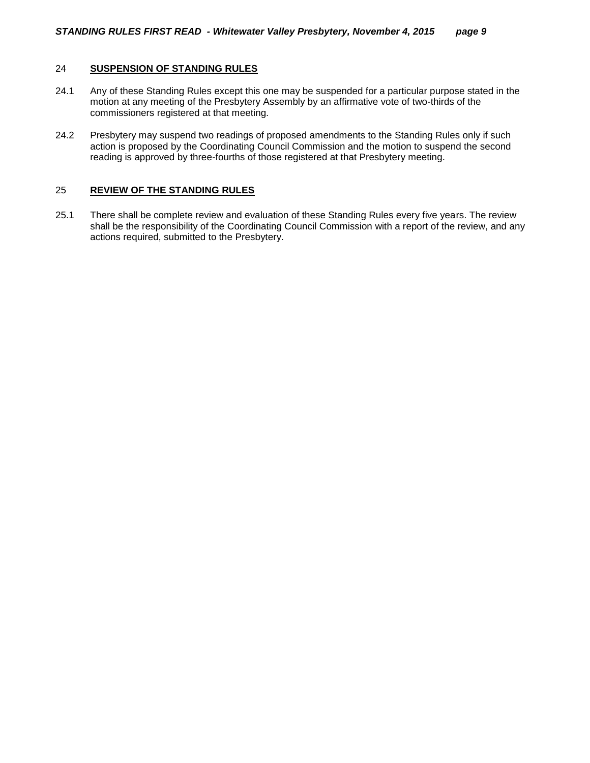## 24 **SUSPENSION OF STANDING RULES**

24.1 Any of these Standing Rules except this one may be suspended for a particular purpose stated in the motion at any meeting of the Presbytery Assembly by an affirmative vote of two-thirds of the commissioners registered at that meeting.

24.2 Presbytery may suspend two readings of proposed amendments to the Standing Rules only if such action is proposed by the Coordinating Council Commission and the motion to suspend the second reading is approved by three-fourths of those registered at that Presbytery meeting.

## 25 **REVIEW OF THE STANDING RULES**

25.1 There shall be complete review and evaluation of these Standing Rules every five years. The review shall be the responsibility of the Coordinating Council Commission with a report of the review, and any actions required, submitted to the Presbytery.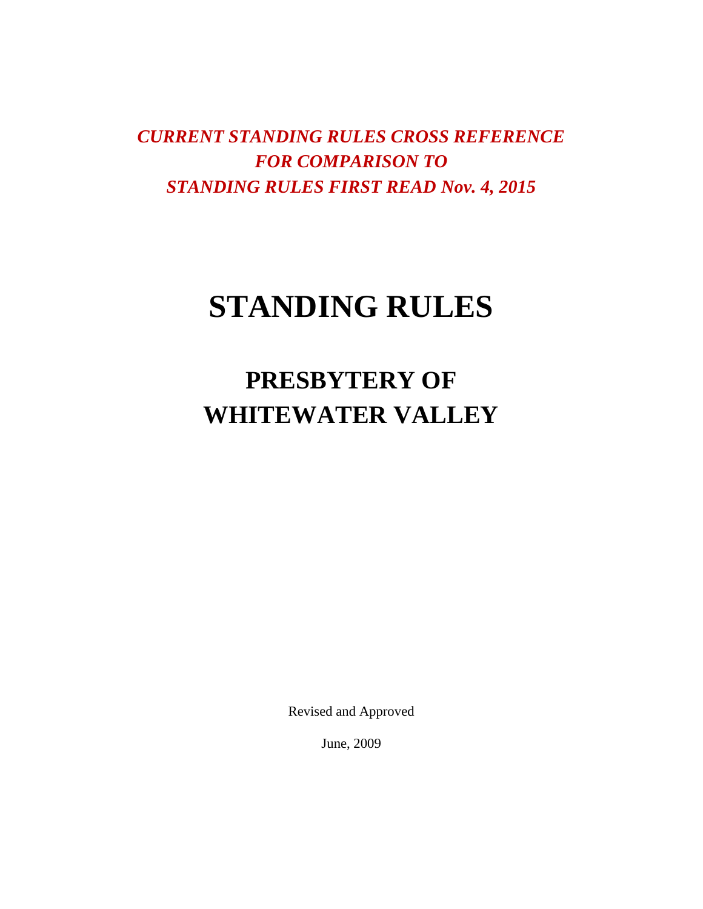***CURRENT STANDING RULES CROSS REFERENCE***
***FOR COMPARISON TO***
***STANDING RULES FIRST READ Nov. 4, 2015***

# STANDING RULES

## PRESBYTERY OF WHITEWATER VALLEY

Revised and Approved

June, 2009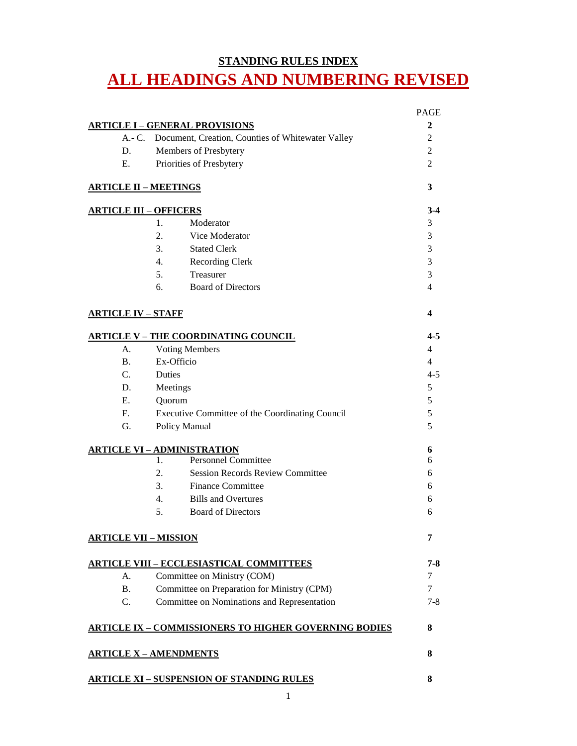# STANDING RULES INDEX

# ALL HEADINGS AND NUMBERING REVISED

| | | PAGE |
|---|---|---|
| **ARTICLE I – GENERAL PROVISIONS** | | **2** |
| A.- C. | Document, Creation, Counties of Whitewater Valley | 2 |
| D. | Members of Presbytery | 2 |
| E. | Priorities of Presbytery | 2 |
| **ARTICLE II – MEETINGS** | | **3** |
| **ARTICLE III – OFFICERS** | | **3-4** |
| 1. | Moderator | 3 |
| 2. | Vice Moderator | 3 |
| 3. | Stated Clerk | 3 |
| 4. | Recording Clerk | 3 |
| 5. | Treasurer | 3 |
| 6. | Board of Directors | 4 |
| **ARTICLE IV – STAFF** | | **4** |
| **ARTICLE V – THE COORDINATING COUNCIL** | | **4-5** |
| A. | Voting Members | 4 |
| B. | Ex-Officio | 4 |
| C. | Duties | 4-5 |
| D. | Meetings | 5 |
| E. | Quorum | 5 |
| F. | Executive Committee of the Coordinating Council | 5 |
| G. | Policy Manual | 5 |
| **ARTICLE VI – ADMINISTRATION** | | **6** |
| 1. | Personnel Committee | 6 |
| 2. | Session Records Review Committee | 6 |
| 3. | Finance Committee | 6 |
| 4. | Bills and Overtures | 6 |
| 5. | Board of Directors | 6 |
| **ARTICLE VII – MISSION** | | **7** |
| **ARTICLE VIII – ECCLESIASTICAL COMMITTEES** | | **7-8** |
| A. | Committee on Ministry (COM) | 7 |
| B. | Committee on Preparation for Ministry (CPM) | 7 |
| C. | Committee on Nominations and Representation | 7-8 |
| **ARTICLE IX – COMMISSIONERS TO HIGHER GOVERNING BODIES** | | **8** |
| **ARTICLE X – AMENDMENTS** | | **8** |
| **ARTICLE XI – SUSPENSION OF STANDING RULES** | | **8** |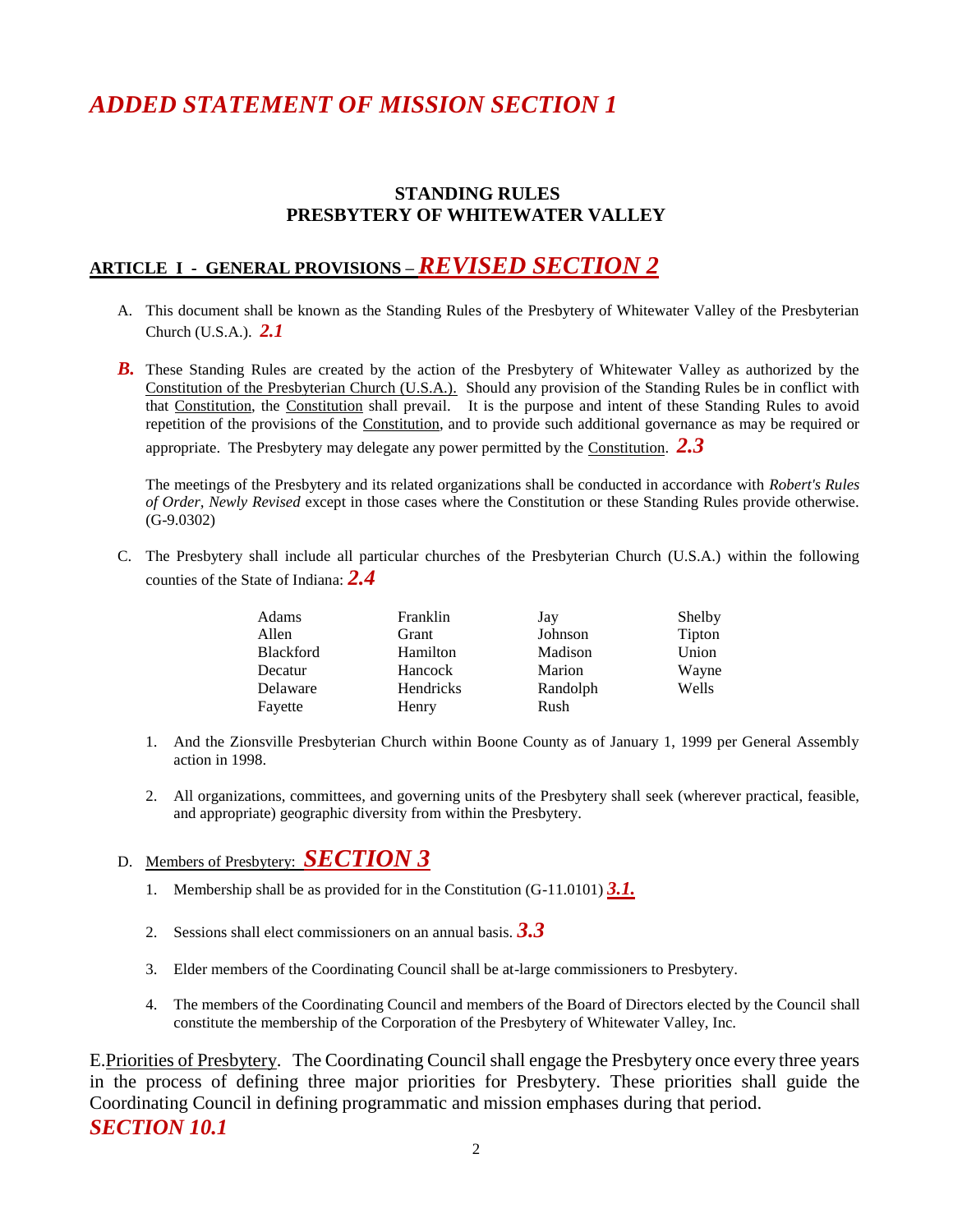# *ADDED STATEMENT OF MISSION SECTION 1*

**STANDING RULES**
**PRESBYTERY OF WHITEWATER VALLEY**

## ARTICLE I - GENERAL PROVISIONS – *REVISED SECTION 2*

A. This document shall be known as the Standing Rules of the Presbytery of Whitewater Valley of the Presbyterian Church (U.S.A.). ***2.1***

***B.*** These Standing Rules are created by the action of the Presbytery of Whitewater Valley as authorized by the Constitution of the Presbyterian Church (U.S.A.). Should any provision of the Standing Rules be in conflict with that Constitution, the Constitution shall prevail. It is the purpose and intent of these Standing Rules to avoid repetition of the provisions of the Constitution, and to provide such additional governance as may be required or appropriate. The Presbytery may delegate any power permitted by the Constitution. ***2.3***

The meetings of the Presbytery and its related organizations shall be conducted in accordance with *Robert's Rules of Order, Newly Revised* except in those cases where the Constitution or these Standing Rules provide otherwise. (G-9.0302)

C. The Presbytery shall include all particular churches of the Presbyterian Church (U.S.A.) within the following counties of the State of Indiana: ***2.4***

| | | | |
|---|---|---|---|
| Adams | Franklin | Jay | Shelby |
| Allen | Grant | Johnson | Tipton |
| Blackford | Hamilton | Madison | Union |
| Decatur | Hancock | Marion | Wayne |
| Delaware | Hendricks | Randolph | Wells |
| Fayette | Henry | Rush | |

1. And the Zionsville Presbyterian Church within Boone County as of January 1, 1999 per General Assembly action in 1998.

2. All organizations, committees, and governing units of the Presbytery shall seek (wherever practical, feasible, and appropriate) geographic diversity from within the Presbytery.

D. Members of Presbytery: ***SECTION 3***

1. Membership shall be as provided for in the Constitution (G-11.0101) ***3.1.***

2. Sessions shall elect commissioners on an annual basis. ***3.3***

3. Elder members of the Coordinating Council shall be at-large commissioners to Presbytery.

4. The members of the Coordinating Council and members of the Board of Directors elected by the Council shall constitute the membership of the Corporation of the Presbytery of Whitewater Valley, Inc.

E. Priorities of Presbytery. The Coordinating Council shall engage the Presbytery once every three years in the process of defining three major priorities for Presbytery. These priorities shall guide the Coordinating Council in defining programmatic and mission emphases during that period.
***SECTION 10.1***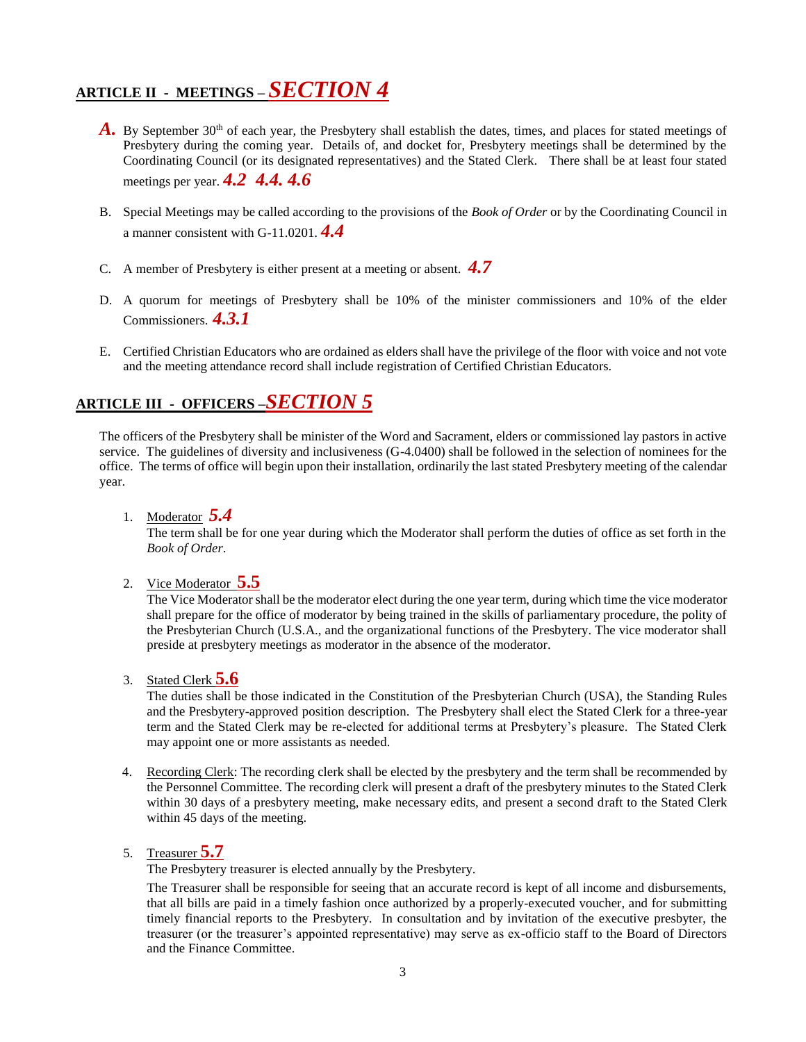## ARTICLE II - MEETINGS – *SECTION 4*

***A.*** By September 30th of each year, the Presbytery shall establish the dates, times, and places for stated meetings of Presbytery during the coming year. Details of, and docket for, Presbytery meetings shall be determined by the Coordinating Council (or its designated representatives) and the Stated Clerk. There shall be at least four stated meetings per year. ***4.2 4.4. 4.6***

B. Special Meetings may be called according to the provisions of the *Book of Order* or by the Coordinating Council in a manner consistent with G-11.0201. ***4.4***

C. A member of Presbytery is either present at a meeting or absent. ***4.7***

D. A quorum for meetings of Presbytery shall be 10% of the minister commissioners and 10% of the elder Commissioners. ***4.3.1***

E. Certified Christian Educators who are ordained as elders shall have the privilege of the floor with voice and not vote and the meeting attendance record shall include registration of Certified Christian Educators.

## ARTICLE III - OFFICERS –*SECTION 5*

The officers of the Presbytery shall be minister of the Word and Sacrament, elders or commissioned lay pastors in active service. The guidelines of diversity and inclusiveness (G-4.0400) shall be followed in the selection of nominees for the office. The terms of office will begin upon their installation, ordinarily the last stated Presbytery meeting of the calendar year.

1. Moderator ***5.4***
   The term shall be for one year during which the Moderator shall perform the duties of office as set forth in the *Book of Order*.

2. Vice Moderator **5.5**
   The Vice Moderator shall be the moderator elect during the one year term, during which time the vice moderator shall prepare for the office of moderator by being trained in the skills of parliamentary procedure, the polity of the Presbyterian Church (U.S.A., and the organizational functions of the Presbytery. The vice moderator shall preside at presbytery meetings as moderator in the absence of the moderator.

3. Stated Clerk **5.6**
   The duties shall be those indicated in the Constitution of the Presbyterian Church (USA), the Standing Rules and the Presbytery-approved position description. The Presbytery shall elect the Stated Clerk for a three-year term and the Stated Clerk may be re-elected for additional terms at Presbytery's pleasure. The Stated Clerk may appoint one or more assistants as needed.

4. Recording Clerk: The recording clerk shall be elected by the presbytery and the term shall be recommended by the Personnel Committee. The recording clerk will present a draft of the presbytery minutes to the Stated Clerk within 30 days of a presbytery meeting, make necessary edits, and present a second draft to the Stated Clerk within 45 days of the meeting.

5. Treasurer **5.7**
   The Presbytery treasurer is elected annually by the Presbytery.

   The Treasurer shall be responsible for seeing that an accurate record is kept of all income and disbursements, that all bills are paid in a timely fashion once authorized by a properly-executed voucher, and for submitting timely financial reports to the Presbytery. In consultation and by invitation of the executive presbyter, the treasurer (or the treasurer's appointed representative) may serve as ex-officio staff to the Board of Directors and the Finance Committee.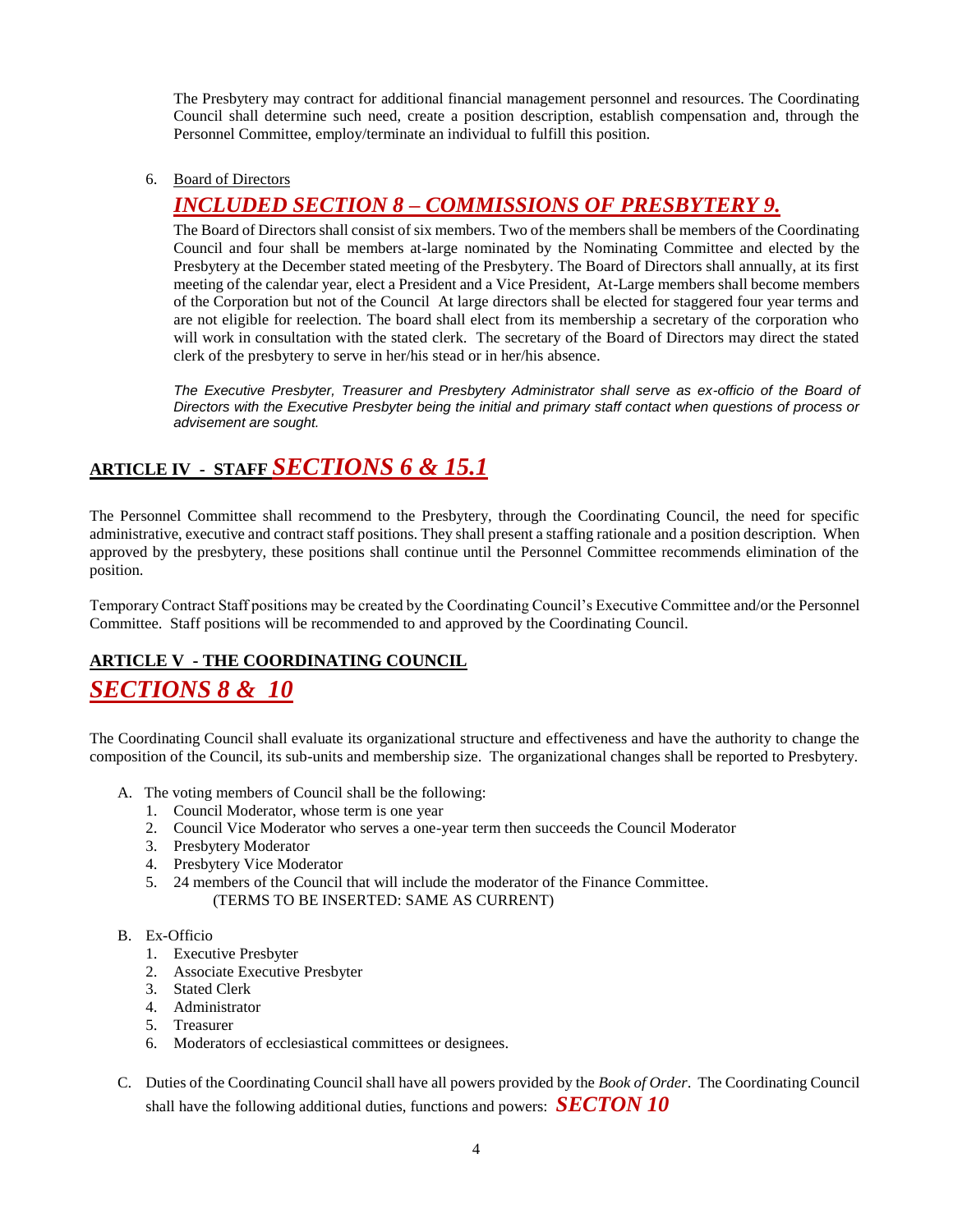The Presbytery may contract for additional financial management personnel and resources. The Coordinating Council shall determine such need, create a position description, establish compensation and, through the Personnel Committee, employ/terminate an individual to fulfill this position.

6. Board of Directors

***INCLUDED SECTION 8 – COMMISSIONS OF PRESBYTERY 9.***

The Board of Directors shall consist of six members. Two of the members shall be members of the Coordinating Council and four shall be members at-large nominated by the Nominating Committee and elected by the Presbytery at the December stated meeting of the Presbytery. The Board of Directors shall annually, at its first meeting of the calendar year, elect a President and a Vice President, At-Large members shall become members of the Corporation but not of the Council At large directors shall be elected for staggered four year terms and are not eligible for reelection. The board shall elect from its membership a secretary of the corporation who will work in consultation with the stated clerk. The secretary of the Board of Directors may direct the stated clerk of the presbytery to serve in her/his stead or in her/his absence.

*The Executive Presbyter, Treasurer and Presbytery Administrator shall serve as ex-officio of the Board of Directors with the Executive Presbyter being the initial and primary staff contact when questions of process or advisement are sought.*

## ARTICLE IV - STAFF *SECTIONS 6 & 15.1*

The Personnel Committee shall recommend to the Presbytery, through the Coordinating Council, the need for specific administrative, executive and contract staff positions. They shall present a staffing rationale and a position description. When approved by the presbytery, these positions shall continue until the Personnel Committee recommends elimination of the position.

Temporary Contract Staff positions may be created by the Coordinating Council's Executive Committee and/or the Personnel Committee. Staff positions will be recommended to and approved by the Coordinating Council.

## ARTICLE V - THE COORDINATING COUNCIL

## *SECTIONS 8 & 10*

The Coordinating Council shall evaluate its organizational structure and effectiveness and have the authority to change the composition of the Council, its sub-units and membership size. The organizational changes shall be reported to Presbytery.

A. The voting members of Council shall be the following:
   1. Council Moderator, whose term is one year
   2. Council Vice Moderator who serves a one-year term then succeeds the Council Moderator
   3. Presbytery Moderator
   4. Presbytery Vice Moderator
   5. 24 members of the Council that will include the moderator of the Finance Committee.
      (TERMS TO BE INSERTED: SAME AS CURRENT)

B. Ex-Officio
   1. Executive Presbyter
   2. Associate Executive Presbyter
   3. Stated Clerk
   4. Administrator
   5. Treasurer
   6. Moderators of ecclesiastical committees or designees.

C. Duties of the Coordinating Council shall have all powers provided by the *Book of Order*. The Coordinating Council shall have the following additional duties, functions and powers: ***SECTON 10***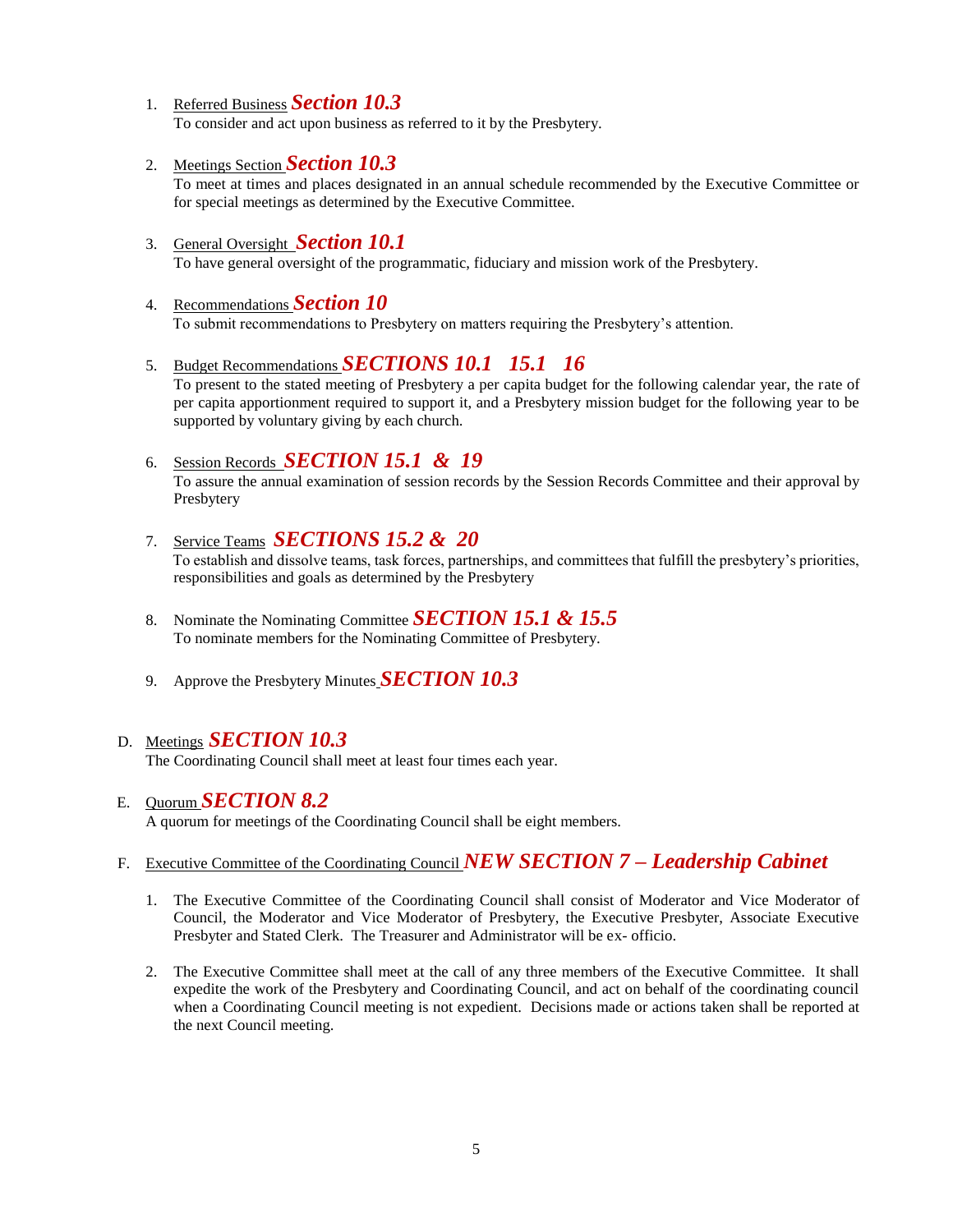1. Referred Business ***Section 10.3***
   To consider and act upon business as referred to it by the Presbytery.

2. Meetings Section ***Section 10.3***
   To meet at times and places designated in an annual schedule recommended by the Executive Committee or for special meetings as determined by the Executive Committee.

3. General Oversight ***Section 10.1***
   To have general oversight of the programmatic, fiduciary and mission work of the Presbytery.

4. Recommendations ***Section 10***
   To submit recommendations to Presbytery on matters requiring the Presbytery's attention.

5. Budget Recommendations ***SECTIONS 10.1 15.1 16***
   To present to the stated meeting of Presbytery a per capita budget for the following calendar year, the rate of per capita apportionment required to support it, and a Presbytery mission budget for the following year to be supported by voluntary giving by each church.

6. Session Records ***SECTION 15.1 & 19***
   To assure the annual examination of session records by the Session Records Committee and their approval by Presbytery

7. Service Teams ***SECTIONS 15.2 & 20***
   To establish and dissolve teams, task forces, partnerships, and committees that fulfill the presbytery's priorities, responsibilities and goals as determined by the Presbytery

8. Nominate the Nominating Committee ***SECTION 15.1 & 15.5***
   To nominate members for the Nominating Committee of Presbytery.

9. Approve the Presbytery Minutes ***SECTION 10.3***

D. Meetings ***SECTION 10.3***
   The Coordinating Council shall meet at least four times each year.

E. Quorum ***SECTION 8.2***
   A quorum for meetings of the Coordinating Council shall be eight members.

F. Executive Committee of the Coordinating Council ***NEW SECTION 7 – Leadership Cabinet***

   1. The Executive Committee of the Coordinating Council shall consist of Moderator and Vice Moderator of Council, the Moderator and Vice Moderator of Presbytery, the Executive Presbyter, Associate Executive Presbyter and Stated Clerk. The Treasurer and Administrator will be ex- officio.

   2. The Executive Committee shall meet at the call of any three members of the Executive Committee. It shall expedite the work of the Presbytery and Coordinating Council, and act on behalf of the coordinating council when a Coordinating Council meeting is not expedient. Decisions made or actions taken shall be reported at the next Council meeting.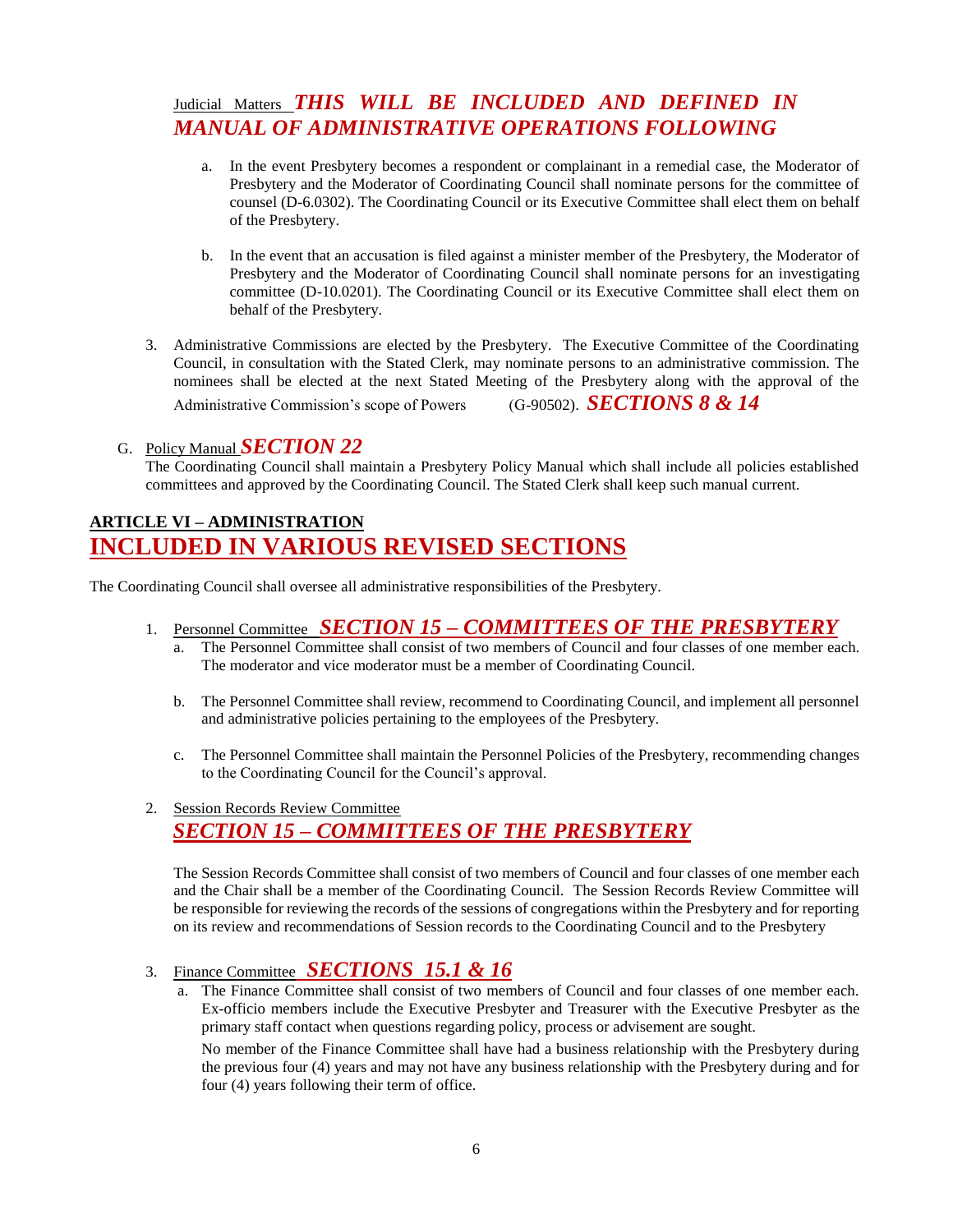Judicial Matters ***THIS WILL BE INCLUDED AND DEFINED IN MANUAL OF ADMINISTRATIVE OPERATIONS FOLLOWING***

a. In the event Presbytery becomes a respondent or complainant in a remedial case, the Moderator of Presbytery and the Moderator of Coordinating Council shall nominate persons for the committee of counsel (D-6.0302). The Coordinating Council or its Executive Committee shall elect them on behalf of the Presbytery.

b. In the event that an accusation is filed against a minister member of the Presbytery, the Moderator of Presbytery and the Moderator of Coordinating Council shall nominate persons for an investigating committee (D-10.0201). The Coordinating Council or its Executive Committee shall elect them on behalf of the Presbytery.

3. Administrative Commissions are elected by the Presbytery. The Executive Committee of the Coordinating Council, in consultation with the Stated Clerk, may nominate persons to an administrative commission. The nominees shall be elected at the next Stated Meeting of the Presbytery along with the approval of the Administrative Commission's scope of Powers (G-90502). ***SECTIONS 8 & 14***

G. Policy Manual ***SECTION 22***
The Coordinating Council shall maintain a Presbytery Policy Manual which shall include all policies established committees and approved by the Coordinating Council. The Stated Clerk shall keep such manual current.

## ARTICLE VI – ADMINISTRATION
## INCLUDED IN VARIOUS REVISED SECTIONS

The Coordinating Council shall oversee all administrative responsibilities of the Presbytery.

1. Personnel Committee ***SECTION 15 – COMMITTEES OF THE PRESBYTERY***
   a. The Personnel Committee shall consist of two members of Council and four classes of one member each. The moderator and vice moderator must be a member of Coordinating Council.

   b. The Personnel Committee shall review, recommend to Coordinating Council, and implement all personnel and administrative policies pertaining to the employees of the Presbytery.

   c. The Personnel Committee shall maintain the Personnel Policies of the Presbytery, recommending changes to the Coordinating Council for the Council's approval.

2. Session Records Review Committee
   ***SECTION 15 – COMMITTEES OF THE PRESBYTERY***

   The Session Records Committee shall consist of two members of Council and four classes of one member each and the Chair shall be a member of the Coordinating Council. The Session Records Review Committee will be responsible for reviewing the records of the sessions of congregations within the Presbytery and for reporting on its review and recommendations of Session records to the Coordinating Council and to the Presbytery

3. Finance Committee ***SECTIONS 15.1 & 16***
   a. The Finance Committee shall consist of two members of Council and four classes of one member each. Ex-officio members include the Executive Presbyter and Treasurer with the Executive Presbyter as the primary staff contact when questions regarding policy, process or advisement are sought.

   No member of the Finance Committee shall have had a business relationship with the Presbytery during the previous four (4) years and may not have any business relationship with the Presbytery during and for four (4) years following their term of office.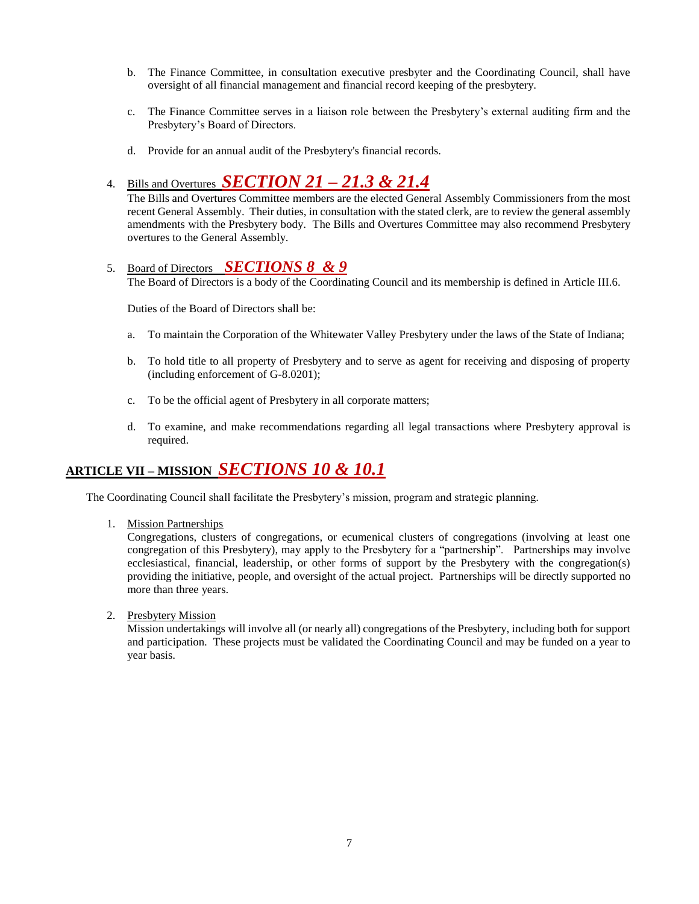b. The Finance Committee, in consultation executive presbyter and the Coordinating Council, shall have oversight of all financial management and financial record keeping of the presbytery.

c. The Finance Committee serves in a liaison role between the Presbytery's external auditing firm and the Presbytery's Board of Directors.

d. Provide for an annual audit of the Presbytery's financial records.

4. Bills and Overtures ***SECTION 21 – 21.3 & 21.4***

   The Bills and Overtures Committee members are the elected General Assembly Commissioners from the most recent General Assembly. Their duties, in consultation with the stated clerk, are to review the general assembly amendments with the Presbytery body. The Bills and Overtures Committee may also recommend Presbytery overtures to the General Assembly.

5. Board of Directors ***SECTIONS 8 & 9***

   The Board of Directors is a body of the Coordinating Council and its membership is defined in Article III.6.

   Duties of the Board of Directors shall be:

   a. To maintain the Corporation of the Whitewater Valley Presbytery under the laws of the State of Indiana;

   b. To hold title to all property of Presbytery and to serve as agent for receiving and disposing of property (including enforcement of G-8.0201);

   c. To be the official agent of Presbytery in all corporate matters;

   d. To examine, and make recommendations regarding all legal transactions where Presbytery approval is required.

## ARTICLE VII – MISSION ***SECTIONS 10 & 10.1***

The Coordinating Council shall facilitate the Presbytery's mission, program and strategic planning.

1. Mission Partnerships

   Congregations, clusters of congregations, or ecumenical clusters of congregations (involving at least one congregation of this Presbytery), may apply to the Presbytery for a "partnership". Partnerships may involve ecclesiastical, financial, leadership, or other forms of support by the Presbytery with the congregation(s) providing the initiative, people, and oversight of the actual project. Partnerships will be directly supported no more than three years.

2. Presbytery Mission

   Mission undertakings will involve all (or nearly all) congregations of the Presbytery, including both for support and participation. These projects must be validated the Coordinating Council and may be funded on a year to year basis.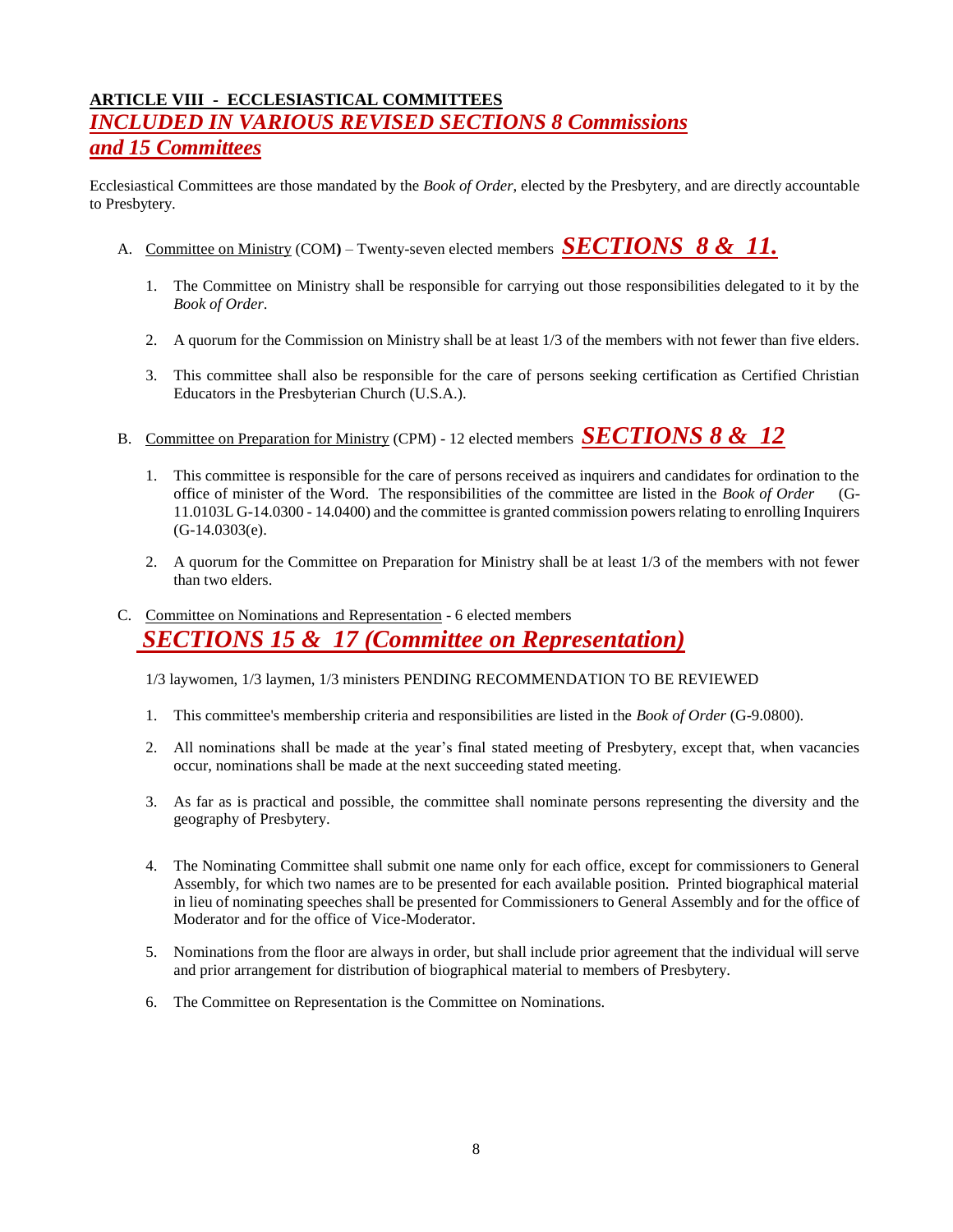## ARTICLE VIII - ECCLESIASTICAL COMMITTEES

***INCLUDED IN VARIOUS REVISED SECTIONS 8 Commissions and 15 Committees***

Ecclesiastical Committees are those mandated by the *Book of Order*, elected by the Presbytery, and are directly accountable to Presbytery.

A. Committee on Ministry (COM**)** – Twenty-seven elected members ***SECTIONS 8 & 11.***

1. The Committee on Ministry shall be responsible for carrying out those responsibilities delegated to it by the *Book of Order.*

2. A quorum for the Commission on Ministry shall be at least 1/3 of the members with not fewer than five elders.

3. This committee shall also be responsible for the care of persons seeking certification as Certified Christian Educators in the Presbyterian Church (U.S.A.).

B. Committee on Preparation for Ministry (CPM) - 12 elected members ***SECTIONS 8 & 12***

1. This committee is responsible for the care of persons received as inquirers and candidates for ordination to the office of minister of the Word. The responsibilities of the committee are listed in the *Book of Order* (G-11.0103L G-14.0300 - 14.0400) and the committee is granted commission powers relating to enrolling Inquirers (G-14.0303(e).

2. A quorum for the Committee on Preparation for Ministry shall be at least 1/3 of the members with not fewer than two elders.

C. Committee on Nominations and Representation - 6 elected members
***SECTIONS 15 & 17 (Committee on Representation)***

1/3 laywomen, 1/3 laymen, 1/3 ministers PENDING RECOMMENDATION TO BE REVIEWED

1. This committee's membership criteria and responsibilities are listed in the *Book of Order* (G-9.0800).

2. All nominations shall be made at the year's final stated meeting of Presbytery, except that, when vacancies occur, nominations shall be made at the next succeeding stated meeting.

3. As far as is practical and possible, the committee shall nominate persons representing the diversity and the geography of Presbytery.

4. The Nominating Committee shall submit one name only for each office, except for commissioners to General Assembly, for which two names are to be presented for each available position. Printed biographical material in lieu of nominating speeches shall be presented for Commissioners to General Assembly and for the office of Moderator and for the office of Vice-Moderator.

5. Nominations from the floor are always in order, but shall include prior agreement that the individual will serve and prior arrangement for distribution of biographical material to members of Presbytery.

6. The Committee on Representation is the Committee on Nominations.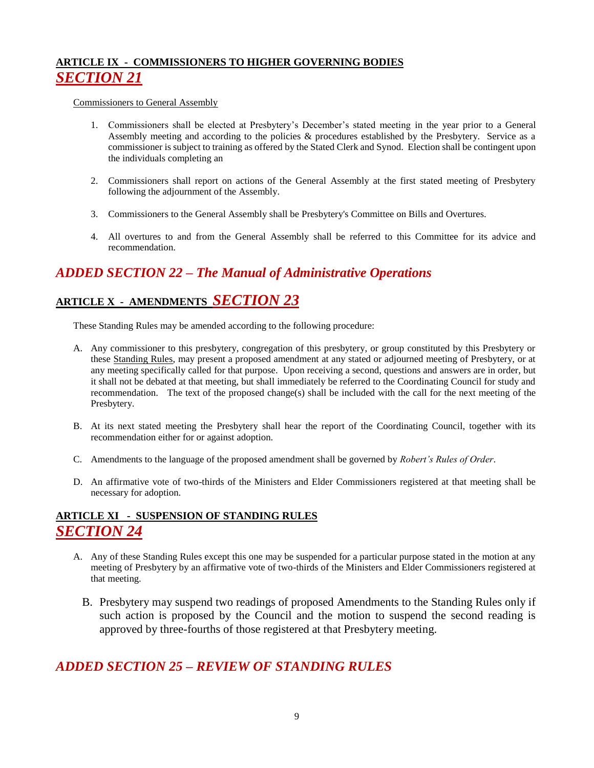## ARTICLE IX - COMMISSIONERS TO HIGHER GOVERNING BODIES

## *SECTION 21*

Commissioners to General Assembly

1. Commissioners shall be elected at Presbytery's December's stated meeting in the year prior to a General Assembly meeting and according to the policies & procedures established by the Presbytery. Service as a commissioner is subject to training as offered by the Stated Clerk and Synod. Election shall be contingent upon the individuals completing an

2. Commissioners shall report on actions of the General Assembly at the first stated meeting of Presbytery following the adjournment of the Assembly.

3. Commissioners to the General Assembly shall be Presbytery's Committee on Bills and Overtures.

4. All overtures to and from the General Assembly shall be referred to this Committee for its advice and recommendation.

## *ADDED SECTION 22 – The Manual of Administrative Operations*

## ARTICLE X - AMENDMENTS *SECTION 23*

These Standing Rules may be amended according to the following procedure:

A. Any commissioner to this presbytery, congregation of this presbytery, or group constituted by this Presbytery or these Standing Rules, may present a proposed amendment at any stated or adjourned meeting of Presbytery, or at any meeting specifically called for that purpose. Upon receiving a second, questions and answers are in order, but it shall not be debated at that meeting, but shall immediately be referred to the Coordinating Council for study and recommendation. The text of the proposed change(s) shall be included with the call for the next meeting of the Presbytery.

B. At its next stated meeting the Presbytery shall hear the report of the Coordinating Council, together with its recommendation either for or against adoption.

C. Amendments to the language of the proposed amendment shall be governed by *Robert's Rules of Order*.

D. An affirmative vote of two-thirds of the Ministers and Elder Commissioners registered at that meeting shall be necessary for adoption.

## ARTICLE XI - SUSPENSION OF STANDING RULES

## *SECTION 24*

A. Any of these Standing Rules except this one may be suspended for a particular purpose stated in the motion at any meeting of Presbytery by an affirmative vote of two-thirds of the Ministers and Elder Commissioners registered at that meeting.

B. Presbytery may suspend two readings of proposed Amendments to the Standing Rules only if such action is proposed by the Council and the motion to suspend the second reading is approved by three-fourths of those registered at that Presbytery meeting.

## *ADDED SECTION 25 – REVIEW OF STANDING RULES*